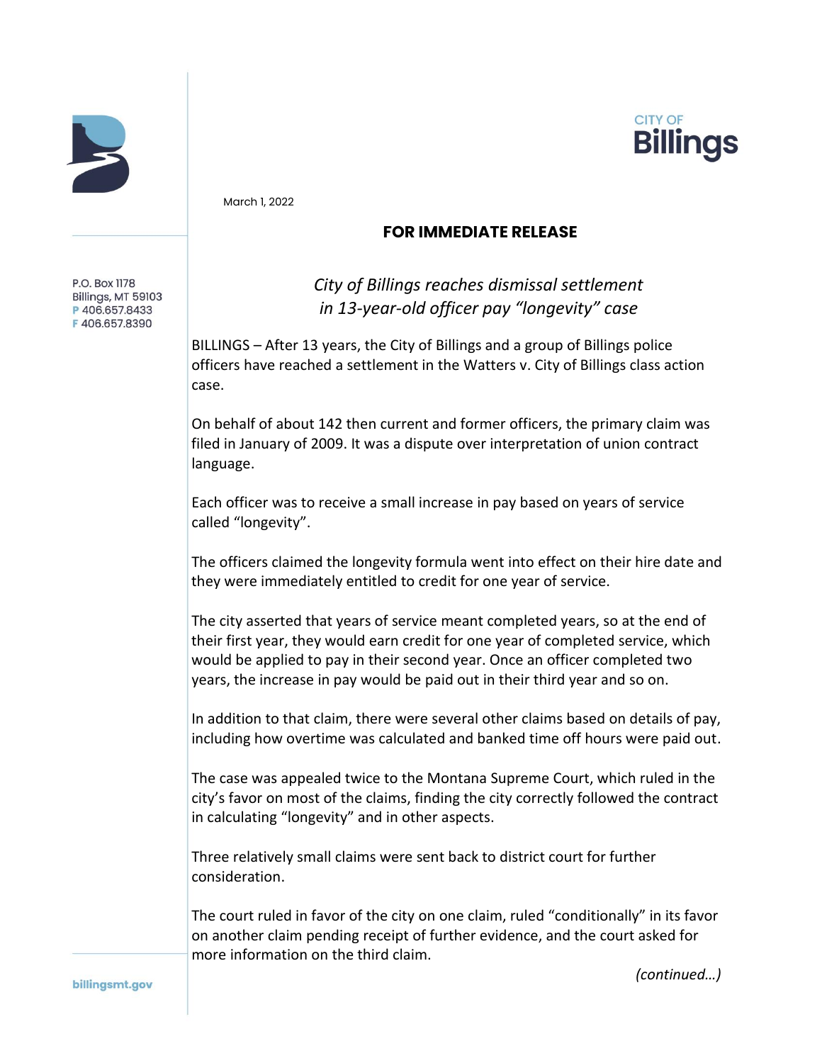CITY OF **Billings**

P.O. Box 1178
Billings, MT 59103
P 406.657.8433
F 406.657.8390

March 1, 2022

**FOR IMMEDIATE RELEASE**

*City of Billings reaches dismissal settlement in 13-year-old officer pay "longevity" case*

BILLINGS – After 13 years, the City of Billings and a group of Billings police officers have reached a settlement in the Watters v. City of Billings class action case.

On behalf of about 142 then current and former officers, the primary claim was filed in January of 2009. It was a dispute over interpretation of union contract language.

Each officer was to receive a small increase in pay based on years of service called "longevity".

The officers claimed the longevity formula went into effect on their hire date and they were immediately entitled to credit for one year of service.

The city asserted that years of service meant completed years, so at the end of their first year, they would earn credit for one year of completed service, which would be applied to pay in their second year. Once an officer completed two years, the increase in pay would be paid out in their third year and so on.

In addition to that claim, there were several other claims based on details of pay, including how overtime was calculated and banked time off hours were paid out.

The case was appealed twice to the Montana Supreme Court, which ruled in the city's favor on most of the claims, finding the city correctly followed the contract in calculating "longevity" and in other aspects.

Three relatively small claims were sent back to district court for further consideration.

The court ruled in favor of the city on one claim, ruled "conditionally" in its favor on another claim pending receipt of further evidence, and the court asked for more information on the third claim.

*(continued…)*

billingsmt.gov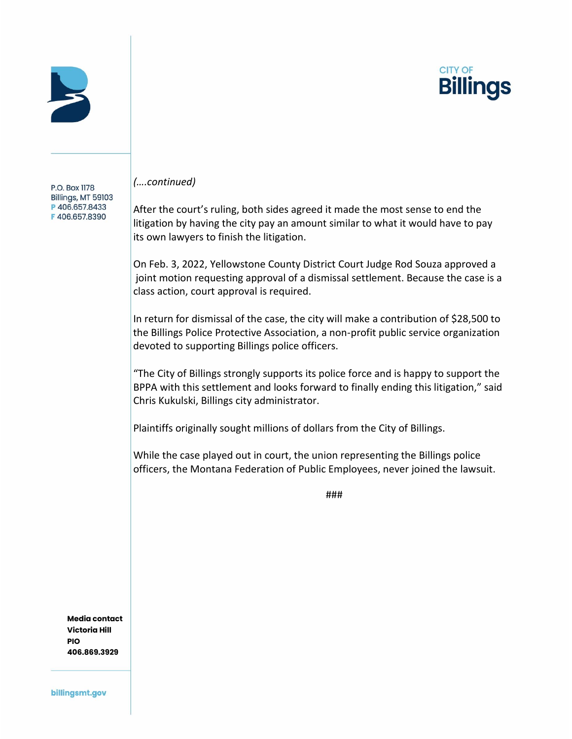*(….continued)*

After the court's ruling, both sides agreed it made the most sense to end the litigation by having the city pay an amount similar to what it would have to pay its own lawyers to finish the litigation.

On Feb. 3, 2022, Yellowstone County District Court Judge Rod Souza approved a joint motion requesting approval of a dismissal settlement. Because the case is a class action, court approval is required.

In return for dismissal of the case, the city will make a contribution of $28,500 to the Billings Police Protective Association, a non-profit public service organization devoted to supporting Billings police officers.

"The City of Billings strongly supports its police force and is happy to support the BPPA with this settlement and looks forward to finally ending this litigation," said Chris Kukulski, Billings city administrator.

Plaintiffs originally sought millions of dollars from the City of Billings.

While the case played out in court, the union representing the Billings police officers, the Montana Federation of Public Employees, never joined the lawsuit.

###

**Media contact**
**Victoria Hill**
**PIO**
**406.869.3929**